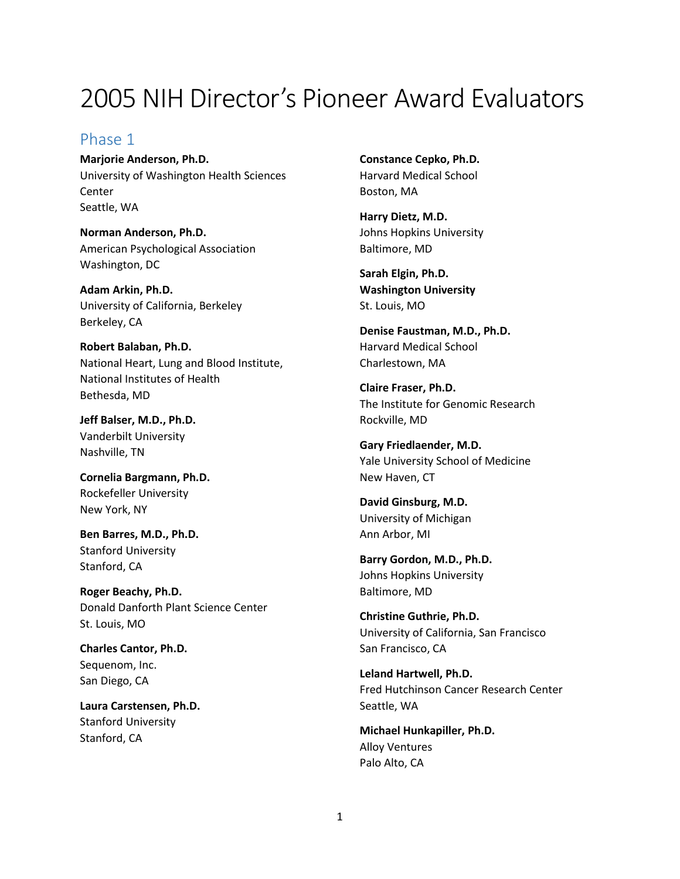# 2005 NIH Director's Pioneer Award Evaluators

## Phase 1

**Marjorie Anderson, Ph.D.**
University of Washington Health Sciences Center
Seattle, WA

**Norman Anderson, Ph.D.**
American Psychological Association
Washington, DC

**Adam Arkin, Ph.D.**
University of California, Berkeley
Berkeley, CA

**Robert Balaban, Ph.D.**
National Heart, Lung and Blood Institute, National Institutes of Health
Bethesda, MD

**Jeff Balser, M.D., Ph.D.**
Vanderbilt University
Nashville, TN

**Cornelia Bargmann, Ph.D.**
Rockefeller University
New York, NY

**Ben Barres, M.D., Ph.D.**
Stanford University
Stanford, CA

**Roger Beachy, Ph.D.**
Donald Danforth Plant Science Center
St. Louis, MO

**Charles Cantor, Ph.D.**
Sequenom, Inc.
San Diego, CA

**Laura Carstensen, Ph.D.**
Stanford University
Stanford, CA

**Constance Cepko, Ph.D.**
Harvard Medical School
Boston, MA

**Harry Dietz, M.D.**
Johns Hopkins University
Baltimore, MD

**Sarah Elgin, Ph.D.**
**Washington University**
St. Louis, MO

**Denise Faustman, M.D., Ph.D.**
Harvard Medical School
Charlestown, MA

**Claire Fraser, Ph.D.**
The Institute for Genomic Research
Rockville, MD

**Gary Friedlaender, M.D.**
Yale University School of Medicine
New Haven, CT

**David Ginsburg, M.D.**
University of Michigan
Ann Arbor, MI

**Barry Gordon, M.D., Ph.D.**
Johns Hopkins University
Baltimore, MD

**Christine Guthrie, Ph.D.**
University of California, San Francisco
San Francisco, CA

**Leland Hartwell, Ph.D.**
Fred Hutchinson Cancer Research Center
Seattle, WA

**Michael Hunkapiller, Ph.D.**
Alloy Ventures
Palo Alto, CA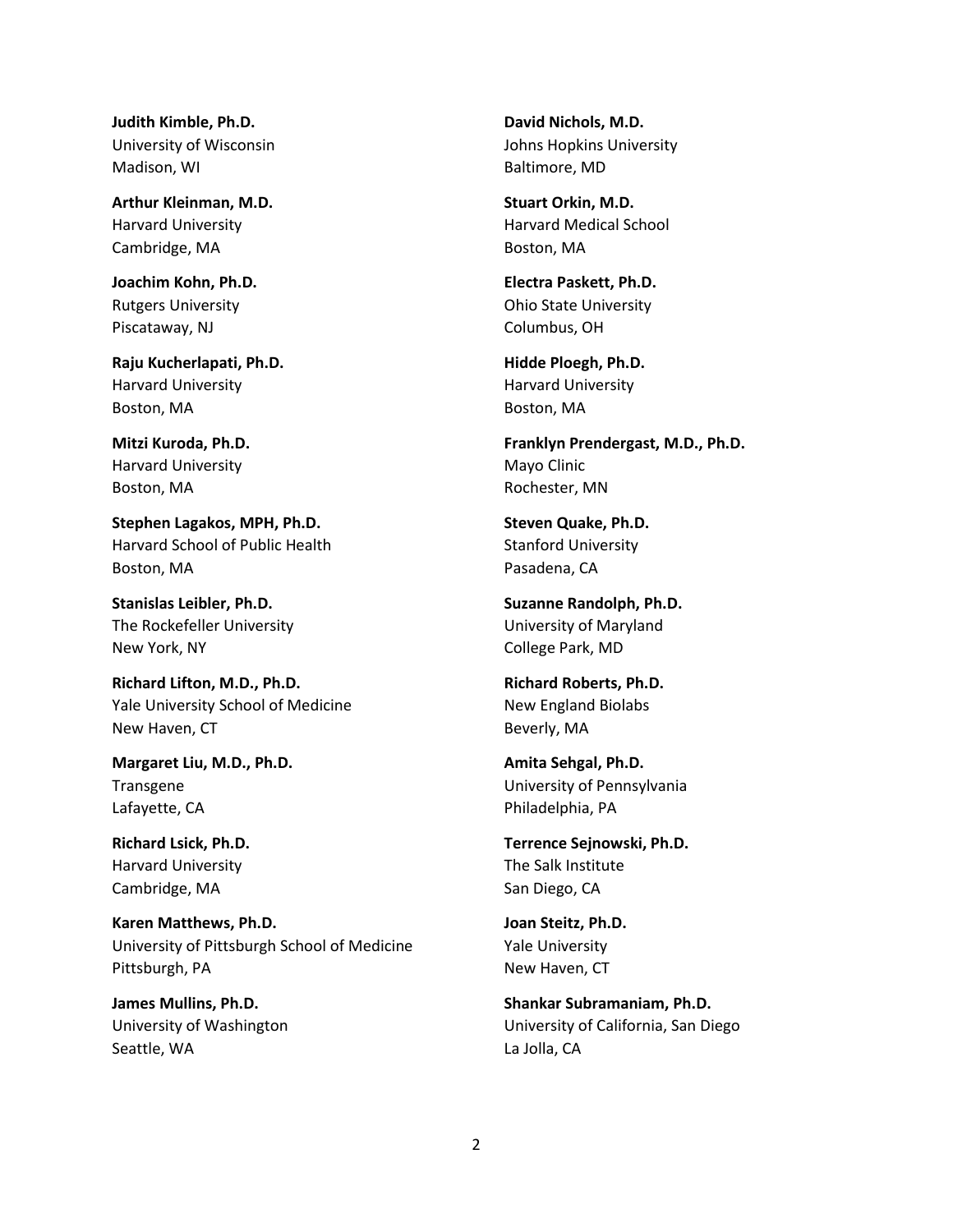**Judith Kimble, Ph.D.**
University of Wisconsin
Madison, WI

**Arthur Kleinman, M.D.**
Harvard University
Cambridge, MA

**Joachim Kohn, Ph.D.**
Rutgers University
Piscataway, NJ

**Raju Kucherlapati, Ph.D.**
Harvard University
Boston, MA

**Mitzi Kuroda, Ph.D.**
Harvard University
Boston, MA

**Stephen Lagakos, MPH, Ph.D.**
Harvard School of Public Health
Boston, MA

**Stanislas Leibler, Ph.D.**
The Rockefeller University
New York, NY

**Richard Lifton, M.D., Ph.D.**
Yale University School of Medicine
New Haven, CT

**Margaret Liu, M.D., Ph.D.**
Transgene
Lafayette, CA

**Richard Lsick, Ph.D.**
Harvard University
Cambridge, MA

**Karen Matthews, Ph.D.**
University of Pittsburgh School of Medicine
Pittsburgh, PA

**James Mullins, Ph.D.**
University of Washington
Seattle, WA

**David Nichols, M.D.**
Johns Hopkins University
Baltimore, MD

**Stuart Orkin, M.D.**
Harvard Medical School
Boston, MA

**Electra Paskett, Ph.D.**
Ohio State University
Columbus, OH

**Hidde Ploegh, Ph.D.**
Harvard University
Boston, MA

**Franklyn Prendergast, M.D., Ph.D.**
Mayo Clinic
Rochester, MN

**Steven Quake, Ph.D.**
Stanford University
Pasadena, CA

**Suzanne Randolph, Ph.D.**
University of Maryland
College Park, MD

**Richard Roberts, Ph.D.**
New England Biolabs
Beverly, MA

**Amita Sehgal, Ph.D.**
University of Pennsylvania
Philadelphia, PA

**Terrence Sejnowski, Ph.D.**
The Salk Institute
San Diego, CA

**Joan Steitz, Ph.D.**
Yale University
New Haven, CT

**Shankar Subramaniam, Ph.D.**
University of California, San Diego
La Jolla, CA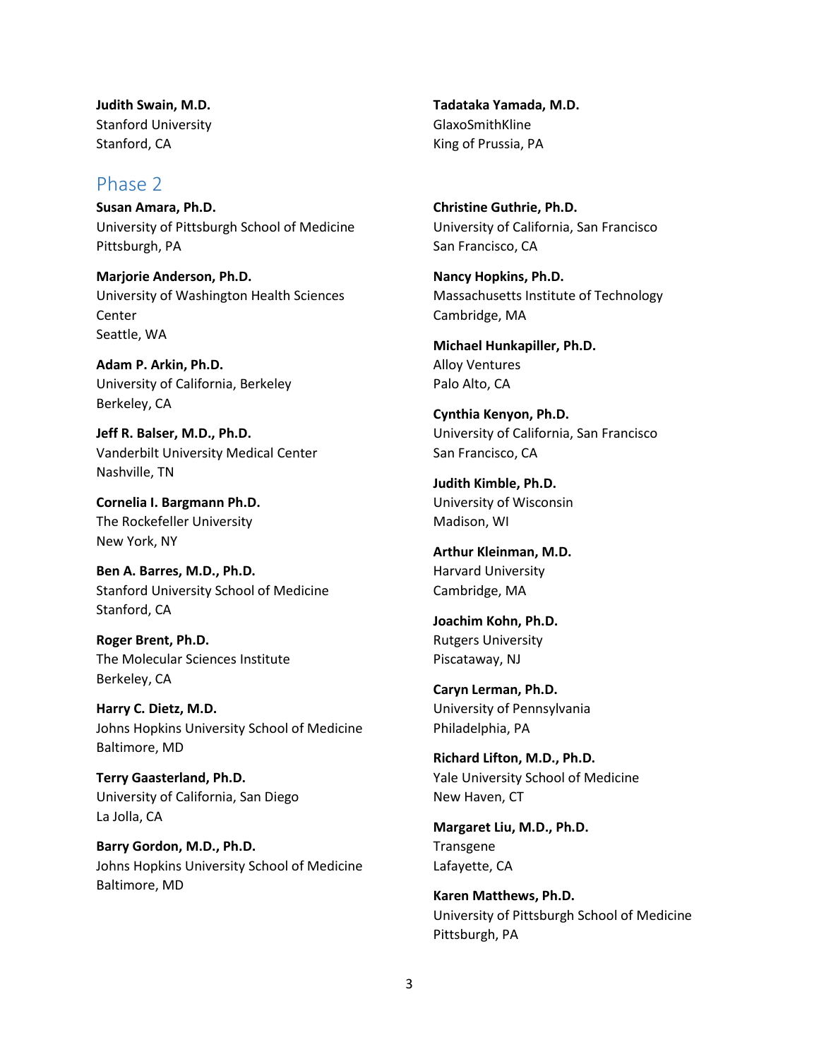**Judith Swain, M.D.**
Stanford University
Stanford, CA

**Tadataka Yamada, M.D.**
GlaxoSmithKline
King of Prussia, PA

## Phase 2

**Susan Amara, Ph.D.**
University of Pittsburgh School of Medicine
Pittsburgh, PA

**Marjorie Anderson, Ph.D.**
University of Washington Health Sciences Center
Seattle, WA

**Adam P. Arkin, Ph.D.**
University of California, Berkeley
Berkeley, CA

**Jeff R. Balser, M.D., Ph.D.**
Vanderbilt University Medical Center
Nashville, TN

**Cornelia I. Bargmann Ph.D.**
The Rockefeller University
New York, NY

**Ben A. Barres, M.D., Ph.D.**
Stanford University School of Medicine
Stanford, CA

**Roger Brent, Ph.D.**
The Molecular Sciences Institute
Berkeley, CA

**Harry C. Dietz, M.D.**
Johns Hopkins University School of Medicine
Baltimore, MD

**Terry Gaasterland, Ph.D.**
University of California, San Diego
La Jolla, CA

**Barry Gordon, M.D., Ph.D.**
Johns Hopkins University School of Medicine
Baltimore, MD

**Christine Guthrie, Ph.D.**
University of California, San Francisco
San Francisco, CA

**Nancy Hopkins, Ph.D.**
Massachusetts Institute of Technology
Cambridge, MA

**Michael Hunkapiller, Ph.D.**
Alloy Ventures
Palo Alto, CA

**Cynthia Kenyon, Ph.D.**
University of California, San Francisco
San Francisco, CA

**Judith Kimble, Ph.D.**
University of Wisconsin
Madison, WI

**Arthur Kleinman, M.D.**
Harvard University
Cambridge, MA

**Joachim Kohn, Ph.D.**
Rutgers University
Piscataway, NJ

**Caryn Lerman, Ph.D.**
University of Pennsylvania
Philadelphia, PA

**Richard Lifton, M.D., Ph.D.**
Yale University School of Medicine
New Haven, CT

**Margaret Liu, M.D., Ph.D.**
Transgene
Lafayette, CA

**Karen Matthews, Ph.D.**
University of Pittsburgh School of Medicine
Pittsburgh, PA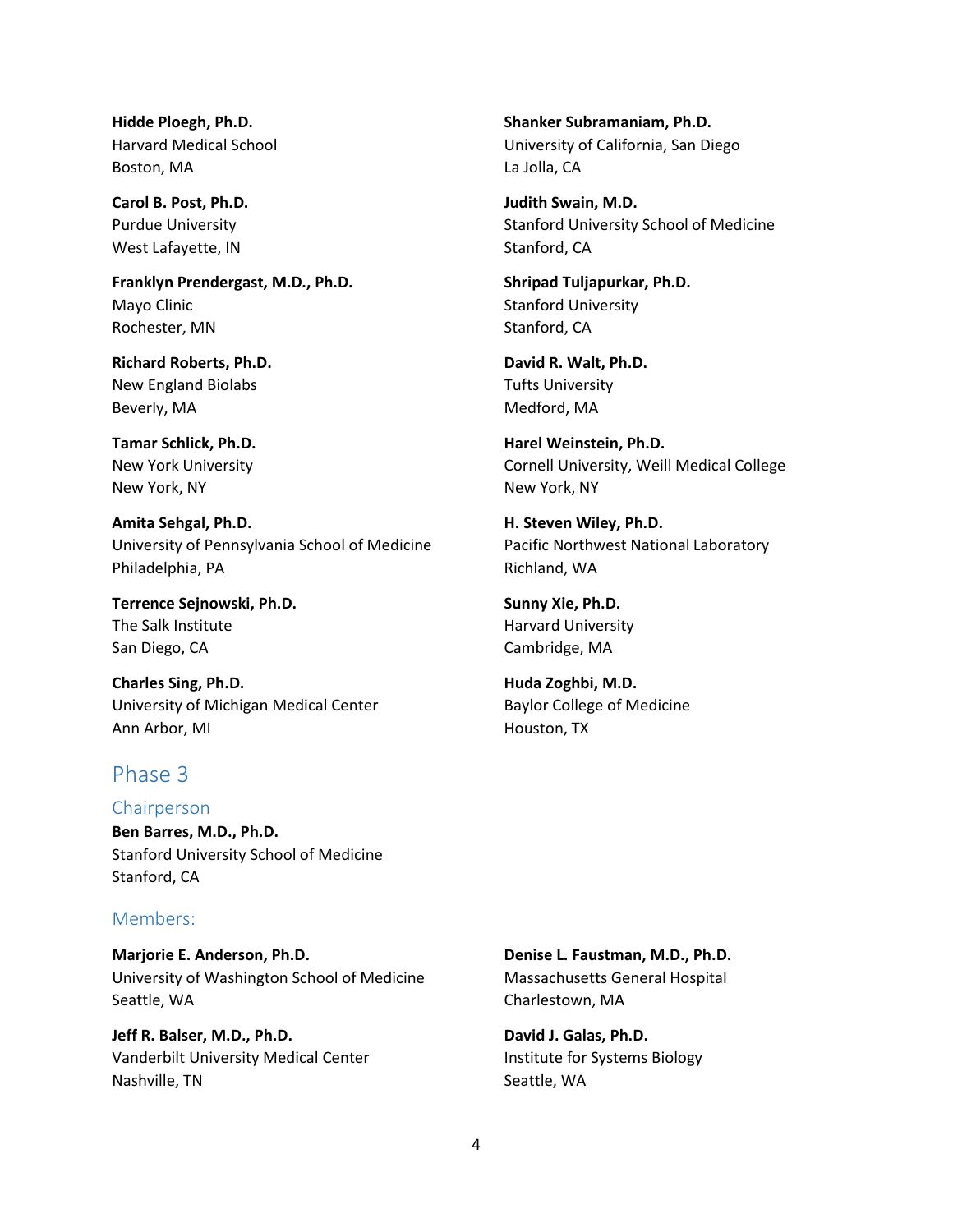**Hidde Ploegh, Ph.D.**
Harvard Medical School
Boston, MA

**Carol B. Post, Ph.D.**
Purdue University
West Lafayette, IN

**Franklyn Prendergast, M.D., Ph.D.**
Mayo Clinic
Rochester, MN

**Richard Roberts, Ph.D.**
New England Biolabs
Beverly, MA

**Tamar Schlick, Ph.D.**
New York University
New York, NY

**Amita Sehgal, Ph.D.**
University of Pennsylvania School of Medicine
Philadelphia, PA

**Terrence Sejnowski, Ph.D.**
The Salk Institute
San Diego, CA

**Charles Sing, Ph.D.**
University of Michigan Medical Center
Ann Arbor, MI

**Shanker Subramaniam, Ph.D.**
University of California, San Diego
La Jolla, CA

**Judith Swain, M.D.**
Stanford University School of Medicine
Stanford, CA

**Shripad Tuljapurkar, Ph.D.**
Stanford University
Stanford, CA

**David R. Walt, Ph.D.**
Tufts University
Medford, MA

**Harel Weinstein, Ph.D.**
Cornell University, Weill Medical College
New York, NY

**H. Steven Wiley, Ph.D.**
Pacific Northwest National Laboratory
Richland, WA

**Sunny Xie, Ph.D.**
Harvard University
Cambridge, MA

**Huda Zoghbi, M.D.**
Baylor College of Medicine
Houston, TX

## Phase 3

### Chairperson

**Ben Barres, M.D., Ph.D.**
Stanford University School of Medicine
Stanford, CA

### Members:

**Marjorie E. Anderson, Ph.D.**
University of Washington School of Medicine
Seattle, WA

**Jeff R. Balser, M.D., Ph.D.**
Vanderbilt University Medical Center
Nashville, TN

**Denise L. Faustman, M.D., Ph.D.**
Massachusetts General Hospital
Charlestown, MA

**David J. Galas, Ph.D.**
Institute for Systems Biology
Seattle, WA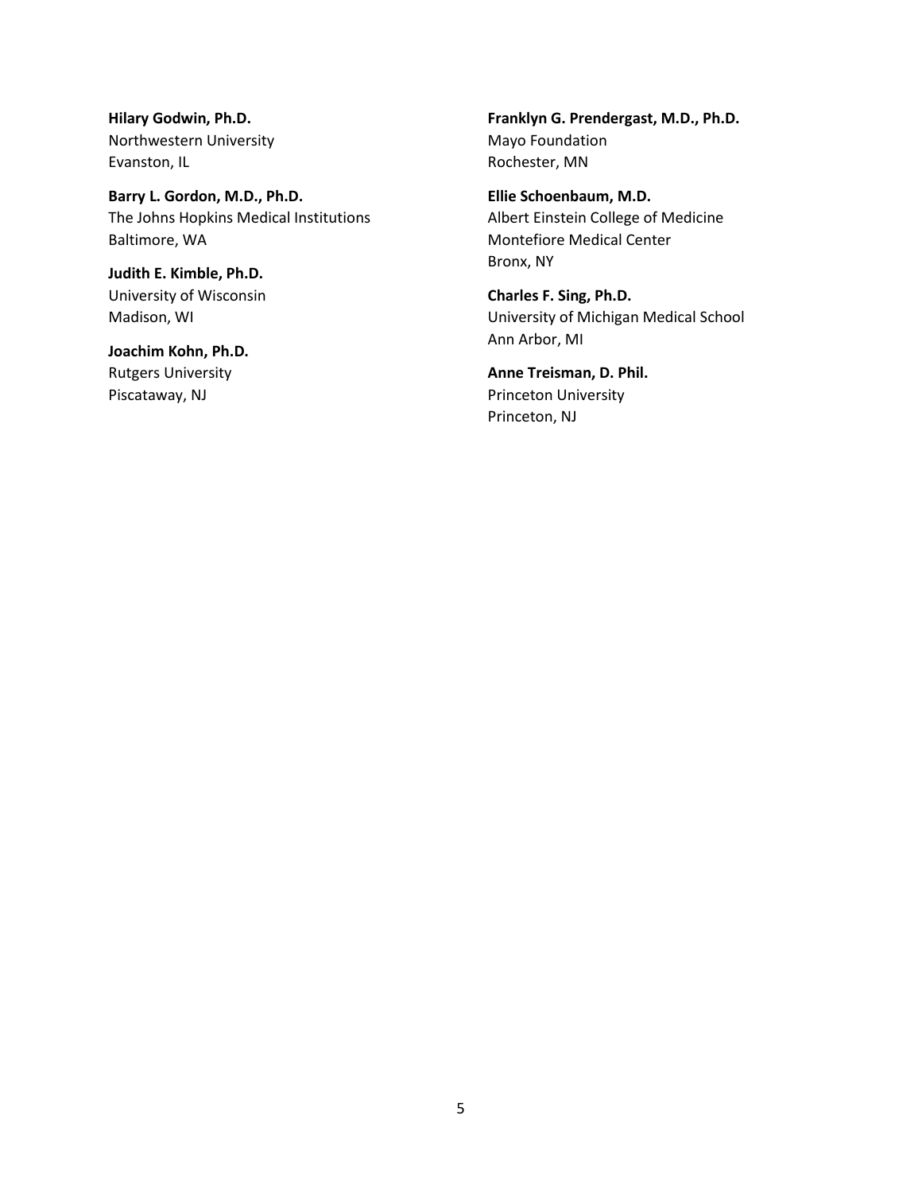**Hilary Godwin, Ph.D.**
Northwestern University
Evanston, IL

**Barry L. Gordon, M.D., Ph.D.**
The Johns Hopkins Medical Institutions
Baltimore, WA

**Judith E. Kimble, Ph.D.**
University of Wisconsin
Madison, WI

**Joachim Kohn, Ph.D.**
Rutgers University
Piscataway, NJ

**Franklyn G. Prendergast, M.D., Ph.D.**
Mayo Foundation
Rochester, MN

**Ellie Schoenbaum, M.D.**
Albert Einstein College of Medicine
Montefiore Medical Center
Bronx, NY

**Charles F. Sing, Ph.D.**
University of Michigan Medical School
Ann Arbor, MI

**Anne Treisman, D. Phil.**
Princeton University
Princeton, NJ